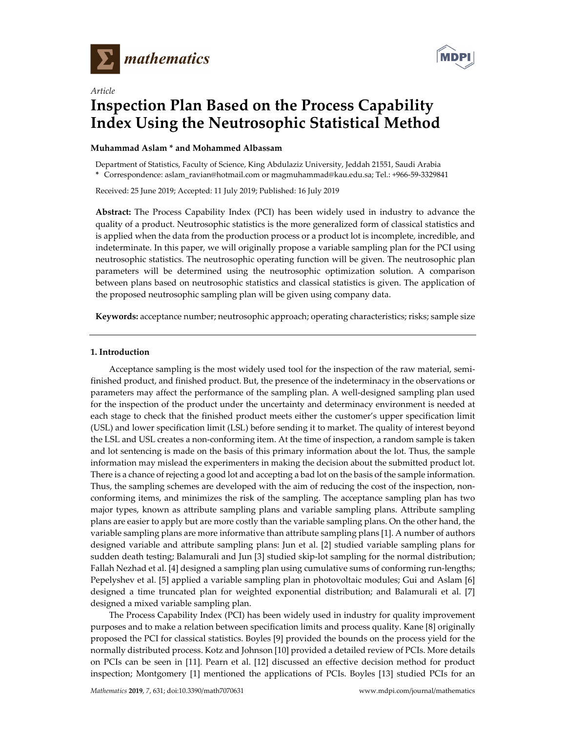*Article*

# Inspection Plan Based on the Process Capability Index Using the Neutrosophic Statistical Method

**Muhammad Aslam * and Mohammed Albassam**

Department of Statistics, Faculty of Science, King Abdulaziz University, Jeddah 21551, Saudi Arabia
* Correspondence: aslam_ravian@hotmail.com or magmuhammad@kau.edu.sa; Tel.: +966-59-3329841

Received: 25 June 2019; Accepted: 11 July 2019; Published: 16 July 2019

**Abstract:** The Process Capability Index (PCI) has been widely used in industry to advance the quality of a product. Neutrosophic statistics is the more generalized form of classical statistics and is applied when the data from the production process or a product lot is incomplete, incredible, and indeterminate. In this paper, we will originally propose a variable sampling plan for the PCI using neutrosophic statistics. The neutrosophic operating function will be given. The neutrosophic plan parameters will be determined using the neutrosophic optimization solution. A comparison between plans based on neutrosophic statistics and classical statistics is given. The application of the proposed neutrosophic sampling plan will be given using company data.

**Keywords:** acceptance number; neutrosophic approach; operating characteristics; risks; sample size

## 1. Introduction

Acceptance sampling is the most widely used tool for the inspection of the raw material, semi-finished product, and finished product. But, the presence of the indeterminacy in the observations or parameters may affect the performance of the sampling plan. A well-designed sampling plan used for the inspection of the product under the uncertainty and determinacy environment is needed at each stage to check that the finished product meets either the customer's upper specification limit (USL) and lower specification limit (LSL) before sending it to market. The quality of interest beyond the LSL and USL creates a non-conforming item. At the time of inspection, a random sample is taken and lot sentencing is made on the basis of this primary information about the lot. Thus, the sample information may mislead the experimenters in making the decision about the submitted product lot. There is a chance of rejecting a good lot and accepting a bad lot on the basis of the sample information. Thus, the sampling schemes are developed with the aim of reducing the cost of the inspection, non-conforming items, and minimizes the risk of the sampling. The acceptance sampling plan has two major types, known as attribute sampling plans and variable sampling plans. Attribute sampling plans are easier to apply but are more costly than the variable sampling plans. On the other hand, the variable sampling plans are more informative than attribute sampling plans [1]. A number of authors designed variable and attribute sampling plans: Jun et al. [2] studied variable sampling plans for sudden death testing; Balamurali and Jun [3] studied skip-lot sampling for the normal distribution; Fallah Nezhad et al. [4] designed a sampling plan using cumulative sums of conforming run-lengths; Pepelyshev et al. [5] applied a variable sampling plan in photovoltaic modules; Gui and Aslam [6] designed a time truncated plan for weighted exponential distribution; and Balamurali et al. [7] designed a mixed variable sampling plan.

The Process Capability Index (PCI) has been widely used in industry for quality improvement purposes and to make a relation between specification limits and process quality. Kane [8] originally proposed the PCI for classical statistics. Boyles [9] provided the bounds on the process yield for the normally distributed process. Kotz and Johnson [10] provided a detailed review of PCIs. More details on PCIs can be seen in [11]. Pearn et al. [12] discussed an effective decision method for product inspection; Montgomery [1] mentioned the applications of PCIs. Boyles [13] studied PCIs for an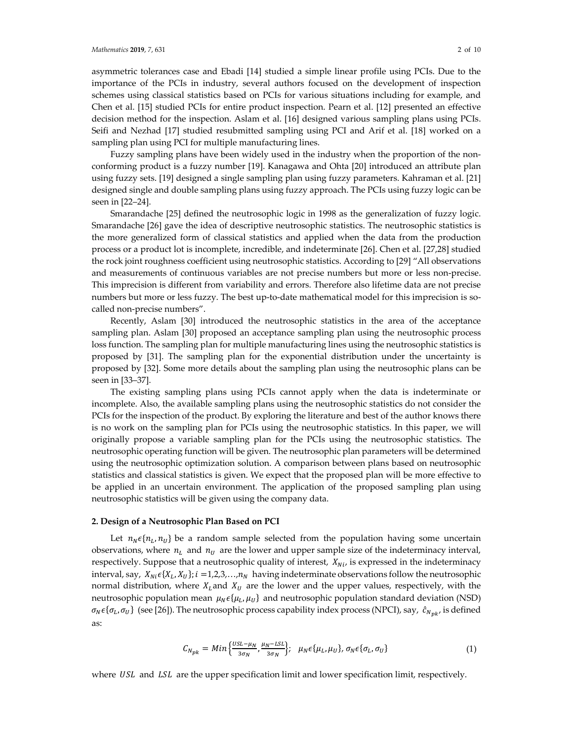asymmetric tolerances case and Ebadi [14] studied a simple linear profile using PCIs. Due to the importance of the PCIs in industry, several authors focused on the development of inspection schemes using classical statistics based on PCIs for various situations including for example, and Chen et al. [15] studied PCIs for entire product inspection. Pearn et al. [12] presented an effective decision method for the inspection. Aslam et al. [16] designed various sampling plans using PCIs. Seifi and Nezhad [17] studied resubmitted sampling using PCI and Arif et al. [18] worked on a sampling plan using PCI for multiple manufacturing lines.

Fuzzy sampling plans have been widely used in the industry when the proportion of the non-conforming product is a fuzzy number [19]. Kanagawa and Ohta [20] introduced an attribute plan using fuzzy sets. [19] designed a single sampling plan using fuzzy parameters. Kahraman et al. [21] designed single and double sampling plans using fuzzy approach. The PCIs using fuzzy logic can be seen in [22–24].

Smarandache [25] defined the neutrosophic logic in 1998 as the generalization of fuzzy logic. Smarandache [26] gave the idea of descriptive neutrosophic statistics. The neutrosophic statistics is the more generalized form of classical statistics and applied when the data from the production process or a product lot is incomplete, incredible, and indeterminate [26]. Chen et al. [27,28] studied the rock joint roughness coefficient using neutrosophic statistics. According to [29] "All observations and measurements of continuous variables are not precise numbers but more or less non-precise. This imprecision is different from variability and errors. Therefore also lifetime data are not precise numbers but more or less fuzzy. The best up-to-date mathematical model for this imprecision is so-called non-precise numbers".

Recently, Aslam [30] introduced the neutrosophic statistics in the area of the acceptance sampling plan. Aslam [30] proposed an acceptance sampling plan using the neutrosophic process loss function. The sampling plan for multiple manufacturing lines using the neutrosophic statistics is proposed by [31]. The sampling plan for the exponential distribution under the uncertainty is proposed by [32]. Some more details about the sampling plan using the neutrosophic plans can be seen in [33–37].

The existing sampling plans using PCIs cannot apply when the data is indeterminate or incomplete. Also, the available sampling plans using the neutrosophic statistics do not consider the PCIs for the inspection of the product. By exploring the literature and best of the author knows there is no work on the sampling plan for PCIs using the neutrosophic statistics. In this paper, we will originally propose a variable sampling plan for the PCIs using the neutrosophic statistics. The neutrosophic operating function will be given. The neutrosophic plan parameters will be determined using the neutrosophic optimization solution. A comparison between plans based on neutrosophic statistics and classical statistics is given. We expect that the proposed plan will be more effective to be applied in an uncertain environment. The application of the proposed sampling plan using neutrosophic statistics will be given using the company data.

## 2. Design of a Neutrosophic Plan Based on PCI

Let $n_N \epsilon \{n_L, n_U\}$ be a random sample selected from the population having some uncertain observations, where $n_L$ and $n_U$ are the lower and upper sample size of the indeterminacy interval, respectively. Suppose that a neutrosophic quality of interest, $X_{Ni}$, is expressed in the indeterminacy interval, say, $X_{Ni} \epsilon \{X_L, X_U\}; i = 1,2,3,\ldots,n_N$ having indeterminate observations follow the neutrosophic normal distribution, where $X_L$ and $X_U$ are the lower and the upper values, respectively, with the neutrosophic population mean $\mu_N \epsilon \{\mu_L, \mu_U\}$ and neutrosophic population standard deviation (NSD) $\sigma_N \epsilon \{\sigma_L, \sigma_U\}$ (see [26]). The neutrosophic process capability index process (NPCI), say, $\hat{c}_{N_{pk}}$, is defined as:

$$C_{N_{pk}} = Min\left\{\frac{USL - \mu_N}{3\sigma_N}, \frac{\mu_N - LSL}{3\sigma_N}\right\}; \quad \mu_N \epsilon \{\mu_L, \mu_U\}, \sigma_N \epsilon \{\sigma_L, \sigma_U\} \tag{1}$$

where $USL$ and $LSL$ are the upper specification limit and lower specification limit, respectively.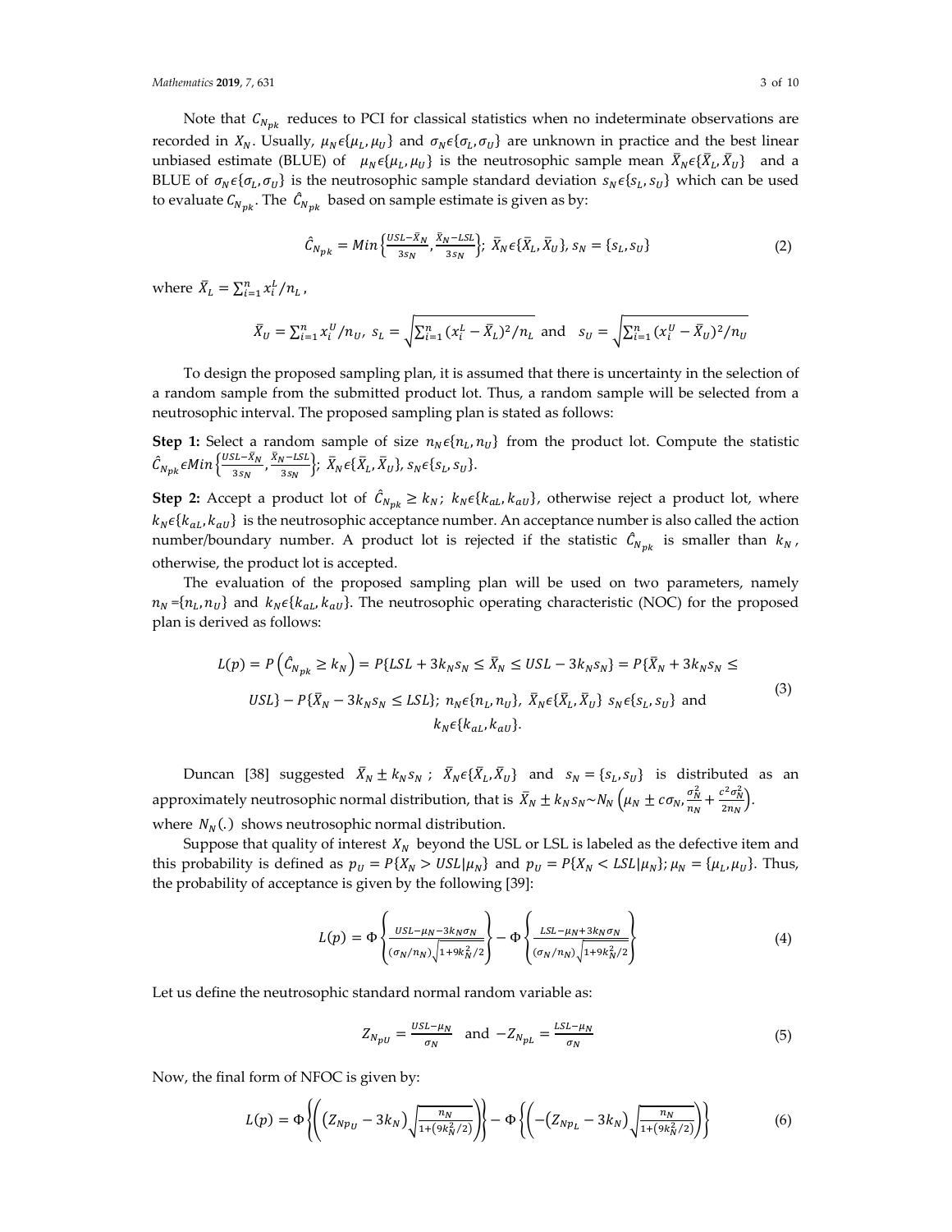Note that $C_{N_{pk}}$ reduces to PCI for classical statistics when no indeterminate observations are recorded in $X_N$. Usually, $\mu_N \epsilon \{\mu_L, \mu_U\}$ and $\sigma_N \epsilon \{\sigma_L, \sigma_U\}$ are unknown in practice and the best linear unbiased estimate (BLUE) of $\mu_N \epsilon \{\mu_L, \mu_U\}$ is the neutrosophic sample mean $\bar{X}_N \epsilon \{\bar{X}_L, \bar{X}_U\}$ and a BLUE of $\sigma_N \epsilon \{\sigma_L, \sigma_U\}$ is the neutrosophic sample standard deviation $s_N \epsilon \{s_L, s_U\}$ which can be used to evaluate $C_{N_{pk}}$. The $\hat{C}_{N_{pk}}$ based on sample estimate is given as by:

$$\hat{C}_{N_{pk}} = Min\left\{\frac{USL - \bar{X}_N}{3s_N}, \frac{\bar{X}_N - LSL}{3s_N}\right\};\ \bar{X}_N \epsilon \{\bar{X}_L, \bar{X}_U\},\ s_N = \{s_L, s_U\} \tag{2}$$

where $\bar{X}_L = \sum_{i=1}^{n} x_i^L / n_L$,

$$\bar{X}_U = \sum_{i=1}^{n} x_i^U / n_U,\ s_L = \sqrt{\sum_{i=1}^{n} (x_i^L - \bar{X}_L)^2 / n_L} \text{ and } s_U = \sqrt{\sum_{i=1}^{n} (x_i^U - \bar{X}_U)^2 / n_U}$$

To design the proposed sampling plan, it is assumed that there is uncertainty in the selection of a random sample from the submitted product lot. Thus, a random sample will be selected from a neutrosophic interval. The proposed sampling plan is stated as follows:

**Step 1:** Select a random sample of size $n_N \epsilon \{n_L, n_U\}$ from the product lot. Compute the statistic $\hat{C}_{N_{pk}} \epsilon Min\left\{\frac{USL - \bar{X}_N}{3s_N}, \frac{\bar{X}_N - LSL}{3s_N}\right\};\ \bar{X}_N \epsilon \{\bar{X}_L, \bar{X}_U\},\ s_N \epsilon \{s_L, s_U\}$.

**Step 2:** Accept a product lot of $\hat{C}_{N_{pk}} \geq k_N;\ k_N \epsilon \{k_{aL}, k_{aU}\}$, otherwise reject a product lot, where $k_N \epsilon \{k_{aL}, k_{aU}\}$ is the neutrosophic acceptance number. An acceptance number is also called the action number/boundary number. A product lot is rejected if the statistic $\hat{C}_{N_{pk}}$ is smaller than $k_N$, otherwise, the product lot is accepted.

The evaluation of the proposed sampling plan will be used on two parameters, namely $n_N = \{n_L, n_U\}$ and $k_N \epsilon \{k_{aL}, k_{aU}\}$. The neutrosophic operating characteristic (NOC) for the proposed plan is derived as follows:

$$\begin{gathered} L(p) = P\left(\hat{C}_{N_{pk}} \geq k_N\right) = P\{LSL + 3k_N s_N \leq \bar{X}_N \leq USL - 3k_N s_N\} = P\{\bar{X}_N + 3k_N s_N \leq \\ USL\} - P\{\bar{X}_N - 3k_N s_N \leq LSL\};\ n_N \epsilon \{n_L, n_U\},\ \bar{X}_N \epsilon \{\bar{X}_L, \bar{X}_U\}\ s_N \epsilon \{s_L, s_U\} \text{ and} \\ k_N \epsilon \{k_{aL}, k_{aU}\}. \end{gathered} \tag{3}$$

Duncan [38] suggested $\bar{X}_N \pm k_N s_N$; $\bar{X}_N \epsilon \{\bar{X}_L, \bar{X}_U\}$ and $s_N = \{s_L, s_U\}$ is distributed as an approximately neutrosophic normal distribution, that is $\bar{X}_N \pm k_N s_N \sim N_N\left(\mu_N \pm c\sigma_N, \frac{\sigma_N^2}{n_N} + \frac{c^2 \sigma_N^2}{2n_N}\right)$.
where $N_N(.)$ shows neutrosophic normal distribution.

Suppose that quality of interest $X_N$ beyond the USL or LSL is labeled as the defective item and this probability is defined as $p_U = P\{X_N > USL | \mu_N\}$ and $p_U = P\{X_N < LSL | \mu_N\}$; $\mu_N = \{\mu_L, \mu_U\}$. Thus, the probability of acceptance is given by the following [39]:

$$L(p) = \Phi\left\{\frac{USL - \mu_N - 3k_N\sigma_N}{(\sigma_N/n_N)\sqrt{1 + 9k_N^2/2}}\right\} - \Phi\left\{\frac{LSL - \mu_N + 3k_N\sigma_N}{(\sigma_N/n_N)\sqrt{1 + 9k_N^2/2}}\right\} \tag{4}$$

Let us define the neutrosophic standard normal random variable as:

$$Z_{N_{pU}} = \frac{USL - \mu_N}{\sigma_N} \quad \text{and} \quad -Z_{N_{pL}} = \frac{LSL - \mu_N}{\sigma_N} \tag{5}$$

Now, the final form of NFOC is given by:

$$L(p) = \Phi\left\{\left(\left(Z_{Np_U} - 3k_N\right)\sqrt{\frac{n_N}{1 + \left(9k_N^2/2\right)}}\right)\right\} - \Phi\left\{\left(-\left(Z_{Np_L} - 3k_N\right)\sqrt{\frac{n_N}{1 + \left(9k_N^2/2\right)}}\right)\right\} \tag{6}$$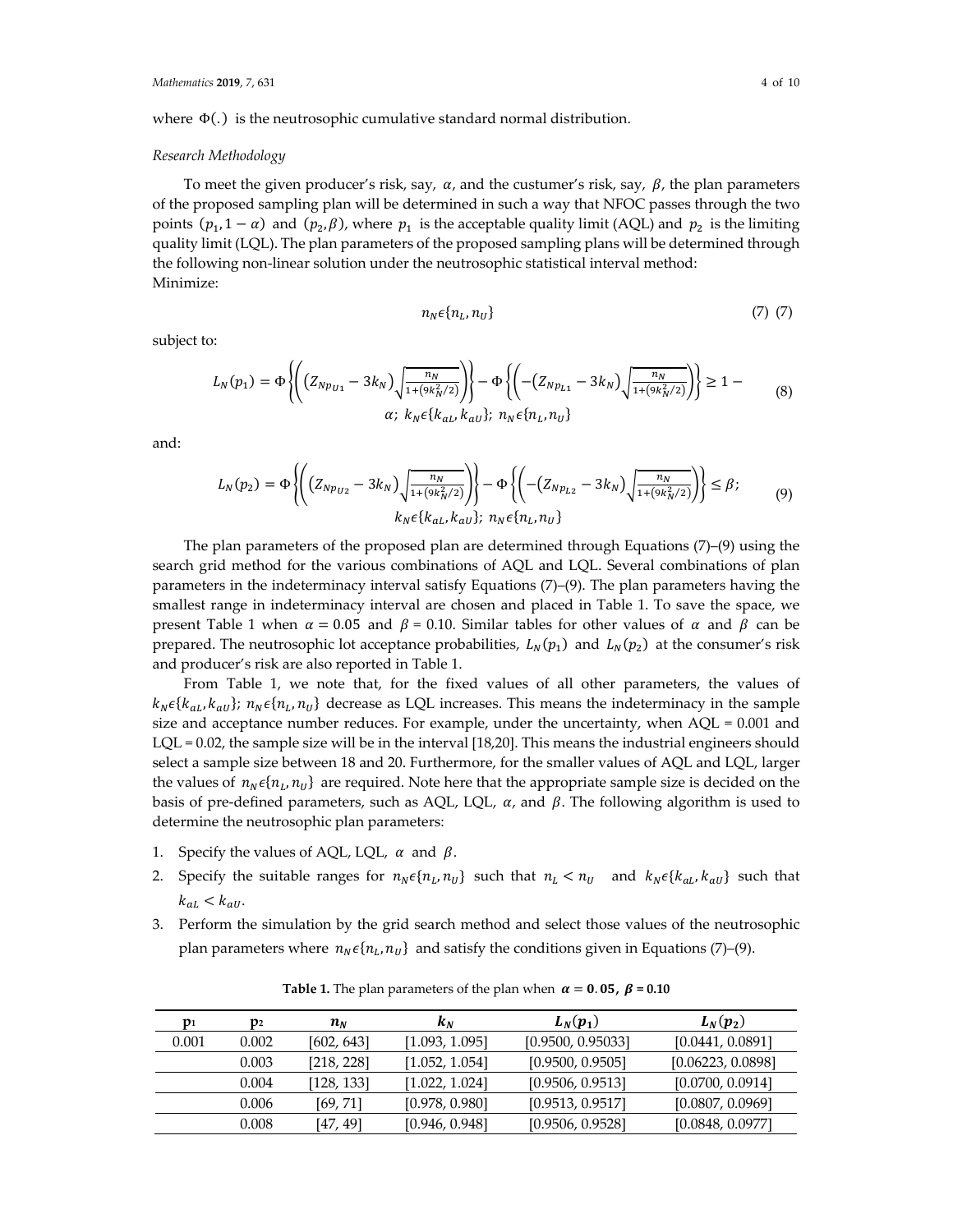where $\Phi(.)$ is the neutrosophic cumulative standard normal distribution.

*Research Methodology*

To meet the given producer's risk, say, $\alpha$, and the custumer's risk, say, $\beta$, the plan parameters of the proposed sampling plan will be determined in such a way that NFOC passes through the two points $(p_1, 1-\alpha)$ and $(p_2, \beta)$, where $p_1$ is the acceptable quality limit (AQL) and $p_2$ is the limiting quality limit (LQL). The plan parameters of the proposed sampling plans will be determined through the following non-linear solution under the neutrosophic statistical interval method:
Minimize:

$$n_N \epsilon \{n_L, n_U\} \tag{7}$$

subject to:

$$L_N(p_1) = \Phi\left\{\left(\left(Z_{Np_{U1}} - 3k_N\right)\sqrt{\frac{n_N}{1+\left(9k_N^2/2\right)}}\right)\right\} - \Phi\left\{\left(-\left(Z_{Np_{L1}} - 3k_N\right)\sqrt{\frac{n_N}{1+\left(9k_N^2/2\right)}}\right)\right\} \geq 1 - \alpha;\ k_N \epsilon \{k_{aL}, k_{aU}\};\ n_N \epsilon \{n_L, n_U\} \tag{8}$$

and:

$$L_N(p_2) = \Phi\left\{\left(\left(Z_{Np_{U2}} - 3k_N\right)\sqrt{\frac{n_N}{1+\left(9k_N^2/2\right)}}\right)\right\} - \Phi\left\{\left(-\left(Z_{Np_{L2}} - 3k_N\right)\sqrt{\frac{n_N}{1+\left(9k_N^2/2\right)}}\right)\right\} \leq \beta;\ k_N \epsilon \{k_{aL}, k_{aU}\};\ n_N \epsilon \{n_L, n_U\} \tag{9}$$

The plan parameters of the proposed plan are determined through Equations (7)–(9) using the search grid method for the various combinations of AQL and LQL. Several combinations of plan parameters in the indeterminacy interval satisfy Equations (7)–(9). The plan parameters having the smallest range in indeterminacy interval are chosen and placed in Table 1. To save the space, we present Table 1 when $\alpha = 0.05$ and $\beta = 0.10$. Similar tables for other values of $\alpha$ and $\beta$ can be prepared. The neutrosophic lot acceptance probabilities, $L_N(p_1)$ and $L_N(p_2)$ at the consumer's risk and producer's risk are also reported in Table 1.

From Table 1, we note that, for the fixed values of all other parameters, the values of $k_N \epsilon \{k_{aL}, k_{aU}\}$; $n_N \epsilon \{n_L, n_U\}$ decrease as LQL increases. This means the indeterminacy in the sample size and acceptance number reduces. For example, under the uncertainty, when AQL = 0.001 and LQL = 0.02, the sample size will be in the interval [18,20]. This means the industrial engineers should select a sample size between 18 and 20. Furthermore, for the smaller values of AQL and LQL, larger the values of $n_N \epsilon \{n_L, n_U\}$ are required. Note here that the appropriate sample size is decided on the basis of pre-defined parameters, such as AQL, LQL, $\alpha$, and $\beta$. The following algorithm is used to determine the neutrosophic plan parameters:

1. Specify the values of AQL, LQL, $\alpha$ and $\beta$.
2. Specify the suitable ranges for $n_N \epsilon \{n_L, n_U\}$ such that $n_L < n_U$ and $k_N \epsilon \{k_{aL}, k_{aU}\}$ such that $k_{aL} < k_{aU}$.
3. Perform the simulation by the grid search method and select those values of the neutrosophic plan parameters where $n_N \epsilon \{n_L, n_U\}$ and satisfy the conditions given in Equations (7)–(9).

**Table 1.** The plan parameters of the plan when $\alpha = 0.05$, $\beta = 0.10$

| $p_1$ | $p_2$ | $n_N$ | $k_N$ | $L_N(p_1)$ | $L_N(p_2)$ |
|---|---|---|---|---|---|
| 0.001 | 0.002 | [602, 643] | [1.093, 1.095] | [0.9500, 0.95033] | [0.0441, 0.0891] |
| | 0.003 | [218, 228] | [1.052, 1.054] | [0.9500, 0.9505] | [0.06223, 0.0898] |
| | 0.004 | [128, 133] | [1.022, 1.024] | [0.9506, 0.9513] | [0.0700, 0.0914] |
| | 0.006 | [69, 71] | [0.978, 0.980] | [0.9513, 0.9517] | [0.0807, 0.0969] |
| | 0.008 | [47, 49] | [0.946, 0.948] | [0.9506, 0.9528] | [0.0848, 0.0977] |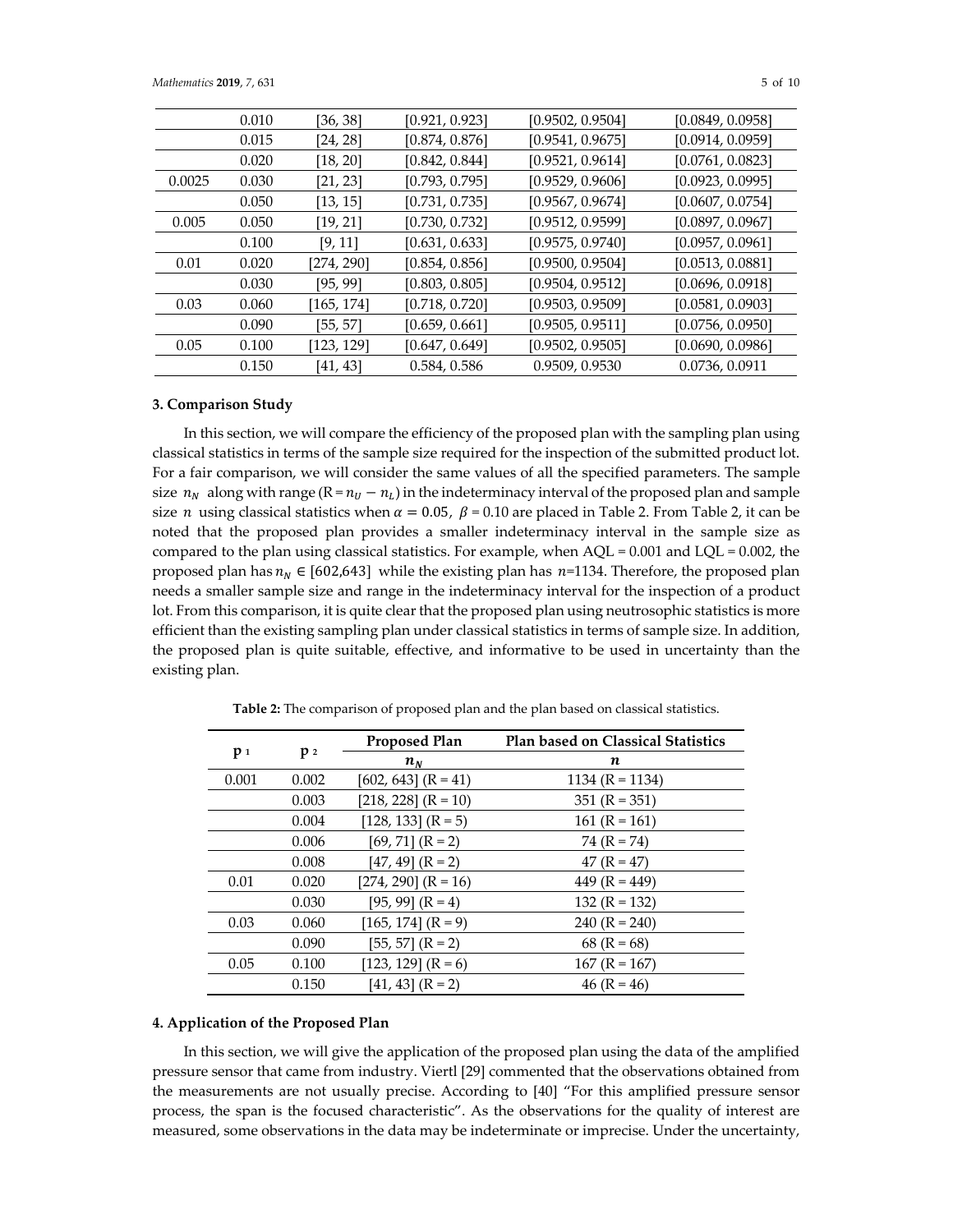|  |  |  |  |  |  |
|---|---|---|---|---|---|
|  | 0.010 | [36, 38] | [0.921, 0.923] | [0.9502, 0.9504] | [0.0849, 0.0958] |
|  | 0.015 | [24, 28] | [0.874, 0.876] | [0.9541, 0.9675] | [0.0914, 0.0959] |
|  | 0.020 | [18, 20] | [0.842, 0.844] | [0.9521, 0.9614] | [0.0761, 0.0823] |
| 0.0025 | 0.030 | [21, 23] | [0.793, 0.795] | [0.9529, 0.9606] | [0.0923, 0.0995] |
|  | 0.050 | [13, 15] | [0.731, 0.735] | [0.9567, 0.9674] | [0.0607, 0.0754] |
| 0.005 | 0.050 | [19, 21] | [0.730, 0.732] | [0.9512, 0.9599] | [0.0897, 0.0967] |
|  | 0.100 | [9, 11] | [0.631, 0.633] | [0.9575, 0.9740] | [0.0957, 0.0961] |
| 0.01 | 0.020 | [274, 290] | [0.854, 0.856] | [0.9500, 0.9504] | [0.0513, 0.0881] |
|  | 0.030 | [95, 99] | [0.803, 0.805] | [0.9504, 0.9512] | [0.0696, 0.0918] |
| 0.03 | 0.060 | [165, 174] | [0.718, 0.720] | [0.9503, 0.9509] | [0.0581, 0.0903] |
|  | 0.090 | [55, 57] | [0.659, 0.661] | [0.9505, 0.9511] | [0.0756, 0.0950] |
| 0.05 | 0.100 | [123, 129] | [0.647, 0.649] | [0.9502, 0.9505] | [0.0690, 0.0986] |
|  | 0.150 | [41, 43] | 0.584, 0.586 | 0.9509, 0.9530 | 0.0736, 0.0911 |

## 3. Comparison Study

In this section, we will compare the efficiency of the proposed plan with the sampling plan using classical statistics in terms of the sample size required for the inspection of the submitted product lot. For a fair comparison, we will consider the same values of all the specified parameters. The sample size $n_N$ along with range ($R = n_U - n_L$) in the indeterminacy interval of the proposed plan and sample size $n$ using classical statistics when $\alpha = 0.05$, $\beta = 0.10$ are placed in Table 2. From Table 2, it can be noted that the proposed plan provides a smaller indeterminacy interval in the sample size as compared to the plan using classical statistics. For example, when AQL = 0.001 and LQL = 0.002, the proposed plan has $n_N \in [602, 643]$ while the existing plan has $n$=1134. Therefore, the proposed plan needs a smaller sample size and range in the indeterminacy interval for the inspection of a product lot. From this comparison, it is quite clear that the proposed plan using neutrosophic statistics is more efficient than the existing sampling plan under classical statistics in terms of sample size. In addition, the proposed plan is quite suitable, effective, and informative to be used in uncertainty than the existing plan.

**Table 2:** The comparison of proposed plan and the plan based on classical statistics.

| $p_1$ | $p_2$ | Proposed Plan | Plan based on Classical Statistics |
|---|---|---|---|
|  |  | $n_N$ | $n$ |
| 0.001 | 0.002 | [602, 643] (R = 41) | 1134 (R = 1134) |
|  | 0.003 | [218, 228] (R = 10) | 351 (R = 351) |
|  | 0.004 | [128, 133] (R = 5) | 161 (R = 161) |
|  | 0.006 | [69, 71] (R = 2) | 74 (R = 74) |
|  | 0.008 | [47, 49] (R = 2) | 47 (R = 47) |
| 0.01 | 0.020 | [274, 290] (R = 16) | 449 (R = 449) |
|  | 0.030 | [95, 99] (R = 4) | 132 (R = 132) |
| 0.03 | 0.060 | [165, 174] (R = 9) | 240 (R = 240) |
|  | 0.090 | [55, 57] (R = 2) | 68 (R = 68) |
| 0.05 | 0.100 | [123, 129] (R = 6) | 167 (R = 167) |
|  | 0.150 | [41, 43] (R = 2) | 46 (R = 46) |

## 4. Application of the Proposed Plan

In this section, we will give the application of the proposed plan using the data of the amplified pressure sensor that came from industry. Viertl [29] commented that the observations obtained from the measurements are not usually precise. According to [40] "For this amplified pressure sensor process, the span is the focused characteristic". As the observations for the quality of interest are measured, some observations in the data may be indeterminate or imprecise. Under the uncertainty,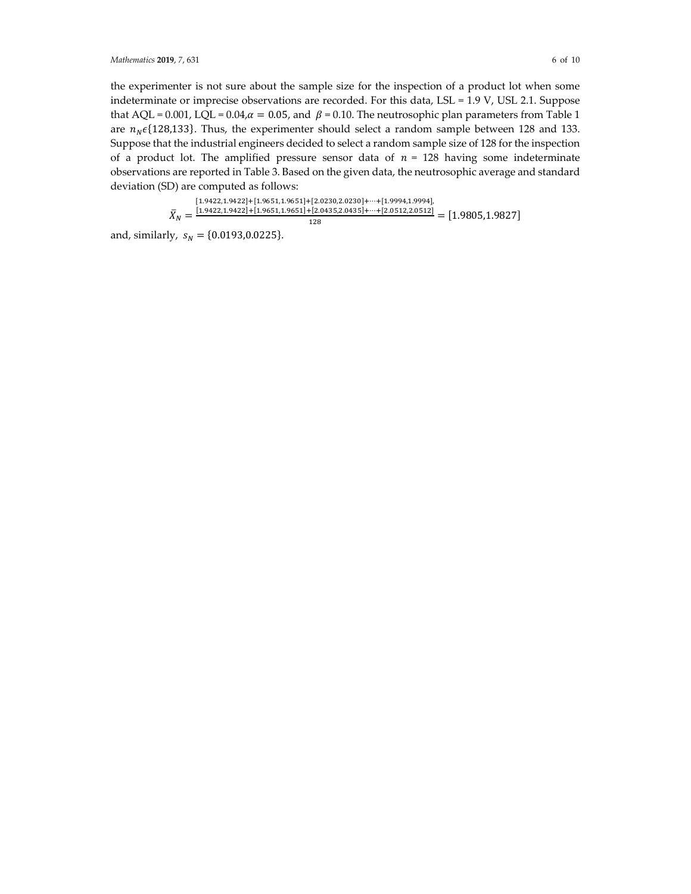the experimenter is not sure about the sample size for the inspection of a product lot when some indeterminate or imprecise observations are recorded. For this data, LSL = 1.9 V, USL 2.1. Suppose that AQL = 0.001, LQL = 0.04, $\alpha = 0.05$, and $\beta = 0.10$. The neutrosophic plan parameters from Table 1 are $n_N \epsilon \{128,133\}$. Thus, the experimenter should select a random sample between 128 and 133. Suppose that the industrial engineers decided to select a random sample size of 128 for the inspection of a product lot. The amplified pressure sensor data of $n$ = 128 having some indeterminate observations are reported in Table 3. Based on the given data, the neutrosophic average and standard deviation (SD) are computed as follows:

$$\bar{X}_N = \frac{\substack{[1.9422,1.9422]+[1.9651,1.9651]+[2.0230,2.0230]+\cdots+[1.9994,1.9994],\\ [1.9422,1.9422]+[1.9651,1.9651]+[2.0435,2.0435]+\cdots+[2.0512,2.0512]}}{128} = [1.9805,1.9827]$$

and, similarly, $s_N = \{0.0193,0.0225\}$.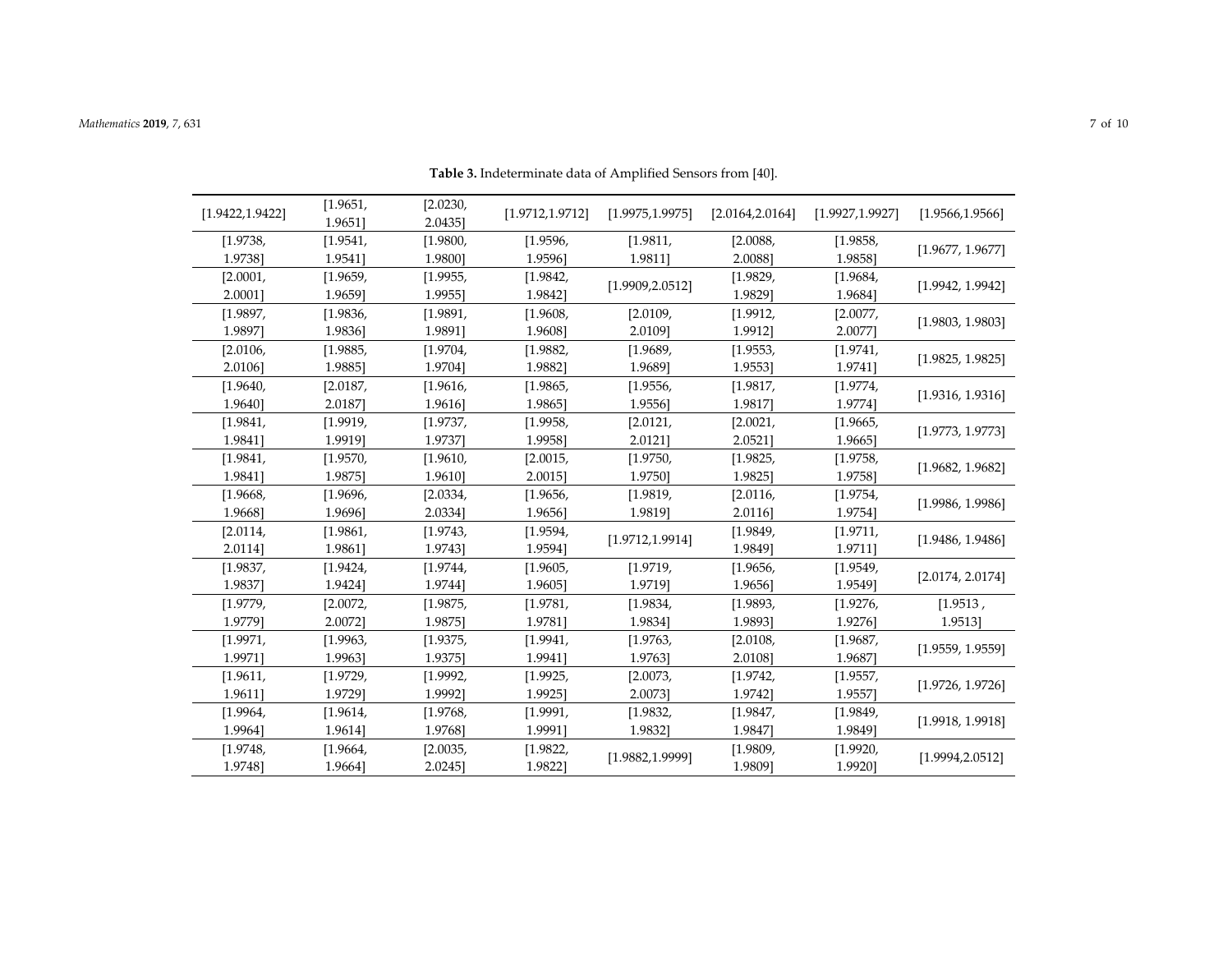**Table 3.** Indeterminate data of Amplified Sensors from [40].

| [1.9422,1.9422] | [1.9651, 1.9651] | [2.0230, 2.0435] | [1.9712,1.9712] | [1.9975,1.9975] | [2.0164,2.0164] | [1.9927,1.9927] | [1.9566,1.9566] |
|---|---|---|---|---|---|---|---|
| [1.9738, 1.9738] | [1.9541, 1.9541] | [1.9800, 1.9800] | [1.9596, 1.9596] | [1.9811, 1.9811] | [2.0088, 2.0088] | [1.9858, 1.9858] | [1.9677, 1.9677] |
| [2.0001, 2.0001] | [1.9659, 1.9659] | [1.9955, 1.9955] | [1.9842, 1.9842] | [1.9909,2.0512] | [1.9829, 1.9829] | [1.9684, 1.9684] | [1.9942, 1.9942] |
| [1.9897, 1.9897] | [1.9836, 1.9836] | [1.9891, 1.9891] | [1.9608, 1.9608] | [2.0109, 2.0109] | [1.9912, 1.9912] | [2.0077, 2.0077] | [1.9803, 1.9803] |
| [2.0106, 2.0106] | [1.9885, 1.9885] | [1.9704, 1.9704] | [1.9882, 1.9882] | [1.9689, 1.9689] | [1.9553, 1.9553] | [1.9741, 1.9741] | [1.9825, 1.9825] |
| [1.9640, 1.9640] | [2.0187, 2.0187] | [1.9616, 1.9616] | [1.9865, 1.9865] | [1.9556, 1.9556] | [1.9817, 1.9817] | [1.9774, 1.9774] | [1.9316, 1.9316] |
| [1.9841, 1.9841] | [1.9919, 1.9919] | [1.9737, 1.9737] | [1.9958, 1.9958] | [2.0121, 2.0121] | [2.0021, 2.0521] | [1.9665, 1.9665] | [1.9773, 1.9773] |
| [1.9841, 1.9841] | [1.9570, 1.9875] | [1.9610, 1.9610] | [2.0015, 2.0015] | [1.9750, 1.9750] | [1.9825, 1.9825] | [1.9758, 1.9758] | [1.9682, 1.9682] |
| [1.9668, 1.9668] | [1.9696, 1.9696] | [2.0334, 2.0334] | [1.9656, 1.9656] | [1.9819, 1.9819] | [2.0116, 2.0116] | [1.9754, 1.9754] | [1.9986, 1.9986] |
| [2.0114, 2.0114] | [1.9861, 1.9861] | [1.9743, 1.9743] | [1.9594, 1.9594] | [1.9712,1.9914] | [1.9849, 1.9849] | [1.9711, 1.9711] | [1.9486, 1.9486] |
| [1.9837, 1.9837] | [1.9424, 1.9424] | [1.9744, 1.9744] | [1.9605, 1.9605] | [1.9719, 1.9719] | [1.9656, 1.9656] | [1.9549, 1.9549] | [2.0174, 2.0174] |
| [1.9779, 1.9779] | [2.0072, 2.0072] | [1.9875, 1.9875] | [1.9781, 1.9781] | [1.9834, 1.9834] | [1.9893, 1.9893] | [1.9276, 1.9276] | [1.9513 , 1.9513] |
| [1.9971, 1.9971] | [1.9963, 1.9963] | [1.9375, 1.9375] | [1.9941, 1.9941] | [1.9763, 1.9763] | [2.0108, 2.0108] | [1.9687, 1.9687] | [1.9559, 1.9559] |
| [1.9611, 1.9611] | [1.9729, 1.9729] | [1.9992, 1.9992] | [1.9925, 1.9925] | [2.0073, 2.0073] | [1.9742, 1.9742] | [1.9557, 1.9557] | [1.9726, 1.9726] |
| [1.9964, 1.9964] | [1.9614, 1.9614] | [1.9768, 1.9768] | [1.9991, 1.9991] | [1.9832, 1.9832] | [1.9847, 1.9847] | [1.9849, 1.9849] | [1.9918, 1.9918] |
| [1.9748, 1.9748] | [1.9664, 1.9664] | [2.0035, 2.0245] | [1.9822, 1.9822] | [1.9882,1.9999] | [1.9809, 1.9809] | [1.9920, 1.9920] | [1.9994,2.0512] |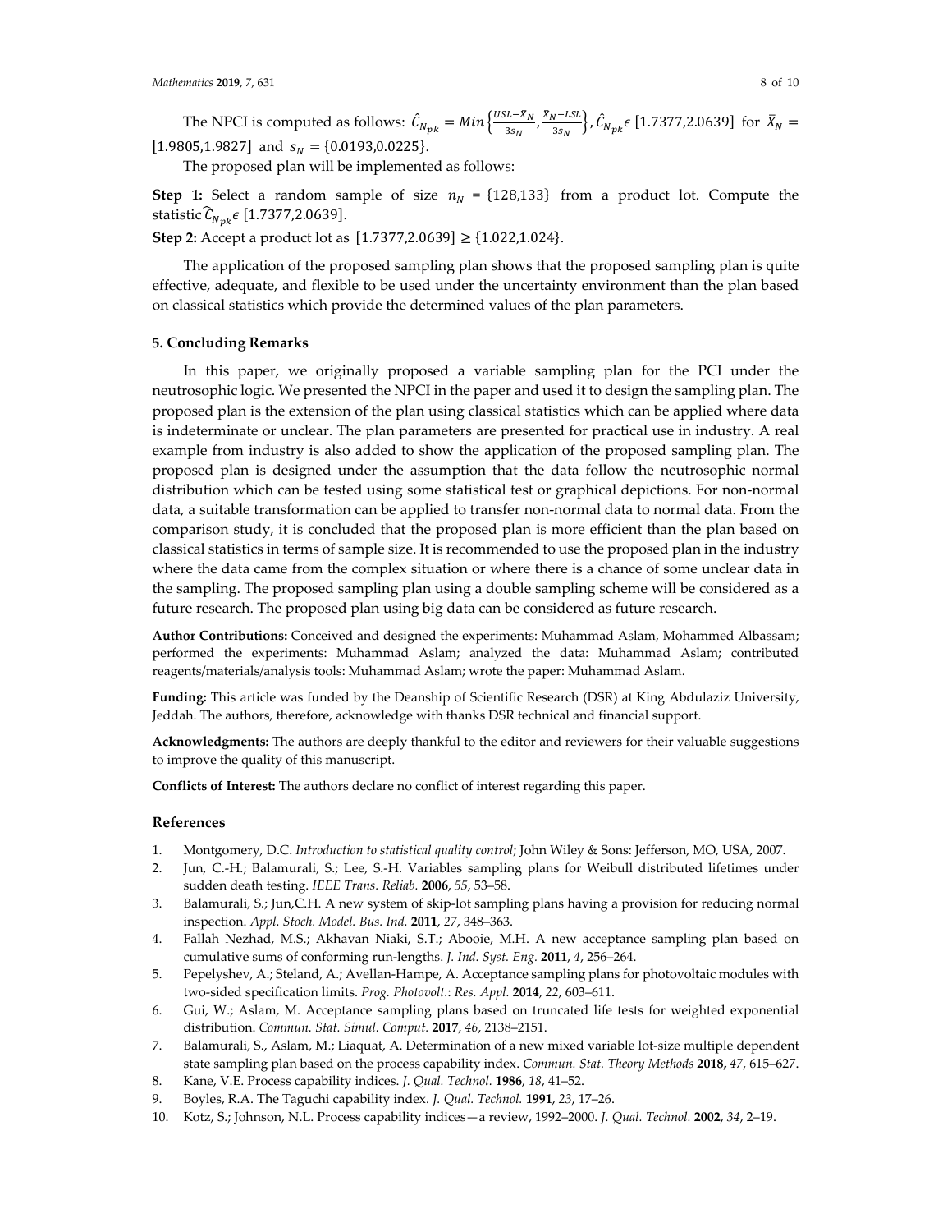The NPCI is computed as follows: $\hat{C}_{N_{pk}} = Min\left\{\frac{USL-\bar{X}_N}{3s_N}, \frac{\bar{X}_N-LSL}{3s_N}\right\}$, $\hat{C}_{N_{pk}} \epsilon\ [1.7377, 2.0639]$ for $\bar{X}_N = [1.9805, 1.9827]$ and $s_N = \{0.0193, 0.0225\}$.

The proposed plan will be implemented as follows:

**Step 1:** Select a random sample of size $n_N = \{128, 133\}$ from a product lot. Compute the statistic $\hat{C}_{N_{pk}} \epsilon\ [1.7377, 2.0639]$.

**Step 2:** Accept a product lot as $[1.7377, 2.0639] \geq \{1.022, 1.024\}$.

The application of the proposed sampling plan shows that the proposed sampling plan is quite effective, adequate, and flexible to be used under the uncertainty environment than the plan based on classical statistics which provide the determined values of the plan parameters.

## 5. Concluding Remarks

In this paper, we originally proposed a variable sampling plan for the PCI under the neutrosophic logic. We presented the NPCI in the paper and used it to design the sampling plan. The proposed plan is the extension of the plan using classical statistics which can be applied where data is indeterminate or unclear. The plan parameters are presented for practical use in industry. A real example from industry is also added to show the application of the proposed sampling plan. The proposed plan is designed under the assumption that the data follow the neutrosophic normal distribution which can be tested using some statistical test or graphical depictions. For non-normal data, a suitable transformation can be applied to transfer non-normal data to normal data. From the comparison study, it is concluded that the proposed plan is more efficient than the plan based on classical statistics in terms of sample size. It is recommended to use the proposed plan in the industry where the data came from the complex situation or where there is a chance of some unclear data in the sampling. The proposed sampling plan using a double sampling scheme will be considered as a future research. The proposed plan using big data can be considered as future research.

**Author Contributions:** Conceived and designed the experiments: Muhammad Aslam, Mohammed Albassam; performed the experiments: Muhammad Aslam; analyzed the data: Muhammad Aslam; contributed reagents/materials/analysis tools: Muhammad Aslam; wrote the paper: Muhammad Aslam.

**Funding:** This article was funded by the Deanship of Scientific Research (DSR) at King Abdulaziz University, Jeddah. The authors, therefore, acknowledge with thanks DSR technical and financial support.

**Acknowledgments:** The authors are deeply thankful to the editor and reviewers for their valuable suggestions to improve the quality of this manuscript.

**Conflicts of Interest:** The authors declare no conflict of interest regarding this paper.

## References

1. Montgomery, D.C. *Introduction to statistical quality control*; John Wiley & Sons: Jefferson, MO, USA, 2007.
2. Jun, C.-H.; Balamurali, S.; Lee, S.-H. Variables sampling plans for Weibull distributed lifetimes under sudden death testing. *IEEE Trans. Reliab.* **2006**, *55*, 53–58.
3. Balamurali, S.; Jun,C.H. A new system of skip-lot sampling plans having a provision for reducing normal inspection. *Appl. Stoch. Model. Bus. Ind.* **2011**, *27*, 348–363.
4. Fallah Nezhad, M.S.; Akhavan Niaki, S.T.; Abooie, M.H. A new acceptance sampling plan based on cumulative sums of conforming run-lengths. *J. Ind. Syst. Eng.* **2011**, *4*, 256–264.
5. Pepelyshev, A.; Steland, A.; Avellan-Hampe, A. Acceptance sampling plans for photovoltaic modules with two-sided specification limits. *Prog. Photovolt.: Res. Appl.* **2014**, *22*, 603–611.
6. Gui, W.; Aslam, M. Acceptance sampling plans based on truncated life tests for weighted exponential distribution. *Commun. Stat. Simul. Comput.* **2017**, *46*, 2138–2151.
7. Balamurali, S., Aslam, M.; Liaquat, A. Determination of a new mixed variable lot-size multiple dependent state sampling plan based on the process capability index. *Commun. Stat. Theory Methods* **2018,** *47*, 615–627.
8. Kane, V.E. Process capability indices. *J. Qual. Technol.* **1986**, *18*, 41–52.
9. Boyles, R.A. The Taguchi capability index. *J. Qual. Technol.* **1991**, *23*, 17–26.
10. Kotz, S.; Johnson, N.L. Process capability indices—a review, 1992–2000. *J. Qual. Technol.* **2002**, *34*, 2–19.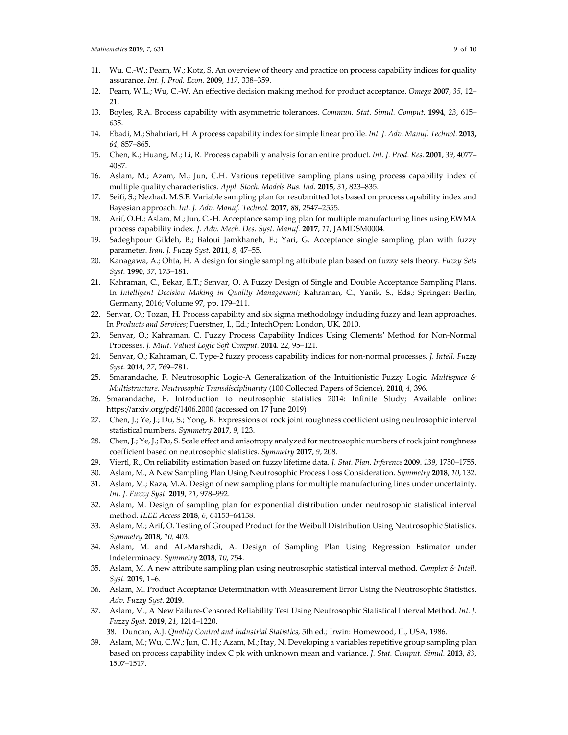11. Wu, C.-W.; Pearn, W.; Kotz, S. An overview of theory and practice on process capability indices for quality assurance. *Int. J. Prod. Econ.* **2009**, *117*, 338–359.
12. Pearn, W.L.; Wu, C.-W. An effective decision making method for product acceptance. *Omega* **2007,** *35*, 12–21.
13. Boyles, R.A. Brocess capability with asymmetric tolerances. *Commun. Stat. Simul. Comput.* **1994**, *23*, 615–635.
14. Ebadi, M.; Shahriari, H. A process capability index for simple linear profile. *Int. J. Adv. Manuf. Technol.* **2013,** *64*, 857–865.
15. Chen, K.; Huang, M.; Li, R. Process capability analysis for an entire product. *Int. J. Prod. Res.* **2001**, *39*, 4077–4087.
16. Aslam, M.; Azam, M.; Jun, C.H. Various repetitive sampling plans using process capability index of multiple quality characteristics. *Appl. Stoch. Models Bus. Ind.* **2015**, *31*, 823–835.
17. Seifi, S.; Nezhad, M.S.F. Variable sampling plan for resubmitted lots based on process capability index and Bayesian approach. *Int. J. Adv. Manuf. Technol.* **2017**, *88*, 2547–2555.
18. Arif, O.H.; Aslam, M.; Jun, C.-H. Acceptance sampling plan for multiple manufacturing lines using EWMA process capability index. *J. Adv. Mech. Des. Syst. Manuf.* **2017**, *11*, JAMDSM0004.
19. Sadeghpour Gildeh, B.; Baloui Jamkhaneh, E.; Yari, G. Acceptance single sampling plan with fuzzy parameter. *Iran. J. Fuzzy Syst.* **2011**, *8*, 47–55.
20. Kanagawa, A.; Ohta, H. A design for single sampling attribute plan based on fuzzy sets theory. *Fuzzy Sets Syst.* **1990**, *37*, 173–181.
21. Kahraman, C., Bekar, E.T.; Senvar, O. A Fuzzy Design of Single and Double Acceptance Sampling Plans. In *Intelligent Decision Making in Quality Management*; Kahraman, C., Yanik, S., Eds.; Springer: Berlin, Germany, 2016; Volume 97, pp. 179–211.
22. Senvar, O.; Tozan, H. Process capability and six sigma methodology including fuzzy and lean approaches. In *Products and Services*; Fuerstner, I., Ed.; IntechOpen: London, UK, 2010.
23. Senvar, O.; Kahraman, C. Fuzzy Process Capability Indices Using Clements' Method for Non-Normal Processes. *J. Mult. Valued Logic Soft Comput.* **2014**. *22,* 95–121.
24. Senvar, O.; Kahraman, C. Type-2 fuzzy process capability indices for non-normal processes. *J. Intell. Fuzzy Syst.* **2014**, *27*, 769–781.
25. Smarandache, F. Neutrosophic Logic-A Generalization of the Intuitionistic Fuzzy Logic. *Multispace & Multistructure. Neutrosophic Transdisciplinarity* (100 Collected Papers of Science), **2010**, *4*, 396.
26. Smarandache, F. Introduction to neutrosophic statistics 2014: Infinite Study; Available online: https://arxiv.org/pdf/1406.2000 (accessed on 17 June 2019)
27. Chen, J.; Ye, J.; Du, S.; Yong, R. Expressions of rock joint roughness coefficient using neutrosophic interval statistical numbers. *Symmetry* **2017**, *9*, 123.
28. Chen, J.; Ye, J.; Du, S. Scale effect and anisotropy analyzed for neutrosophic numbers of rock joint roughness coefficient based on neutrosophic statistics. *Symmetry* **2017**, *9*, 208.
29. Viertl, R., On reliability estimation based on fuzzy lifetime data. *J. Stat. Plan. Inference* **2009**. *139*, 1750–1755.
30. Aslam, M., A New Sampling Plan Using Neutrosophic Process Loss Consideration. *Symmetry* **2018**, *10*, 132.
31. Aslam, M.; Raza, M.A. Design of new sampling plans for multiple manufacturing lines under uncertainty. *Int. J. Fuzzy Syst*. **2019**, *21*, 978–992.
32. Aslam, M. Design of sampling plan for exponential distribution under neutrosophic statistical interval method. *IEEE Access* **2018**, *6*, 64153–64158.
33. Aslam, M.; Arif, O. Testing of Grouped Product for the Weibull Distribution Using Neutrosophic Statistics. *Symmetry* **2018**, *10*, 403.
34. Aslam, M. and AL-Marshadi, A. Design of Sampling Plan Using Regression Estimator under Indeterminacy. *Symmetry* **2018**, *10*, 754.
35. Aslam, M. A new attribute sampling plan using neutrosophic statistical interval method. *Complex & Intell. Syst.* **2019**, 1–6.
36. Aslam, M. Product Acceptance Determination with Measurement Error Using the Neutrosophic Statistics. *Adv. Fuzzy Syst.* **2019**.
37. Aslam, M., A New Failure-Censored Reliability Test Using Neutrosophic Statistical Interval Method. *Int. J. Fuzzy Syst.* **2019**, *21*, 1214–1220.
38. Duncan, A.J. *Quality Control and Industrial Statistics,* 5th ed.; Irwin: Homewood, IL, USA, 1986.
39. Aslam, M.; Wu, C.W.; Jun, C. H.; Azam, M.; Itay, N. Developing a variables repetitive group sampling plan based on process capability index C pk with unknown mean and variance. *J. Stat. Comput. Simul.* **2013**, *83*, 1507–1517.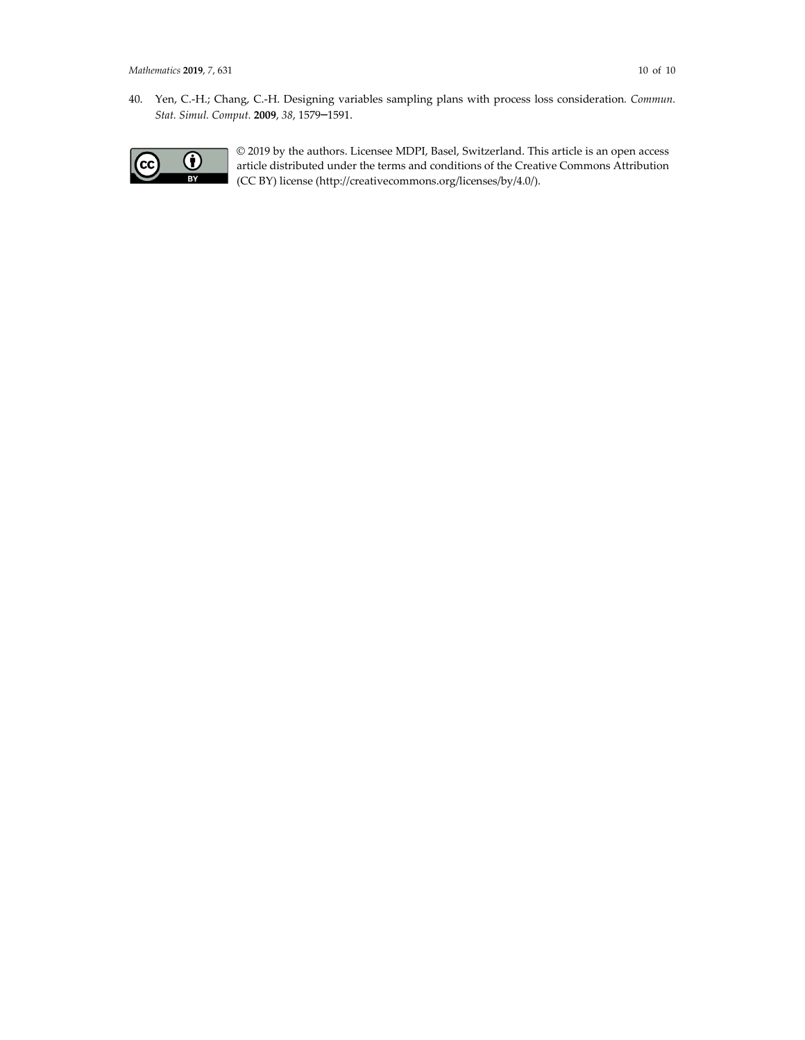40. Yen, C.-H.; Chang, C.-H. Designing variables sampling plans with process loss consideration. *Commun. Stat. Simul. Comput.* **2009**, *38*, 1579–1591.

© 2019 by the authors. Licensee MDPI, Basel, Switzerland. This article is an open access article distributed under the terms and conditions of the Creative Commons Attribution (CC BY) license (http://creativecommons.org/licenses/by/4.0/).